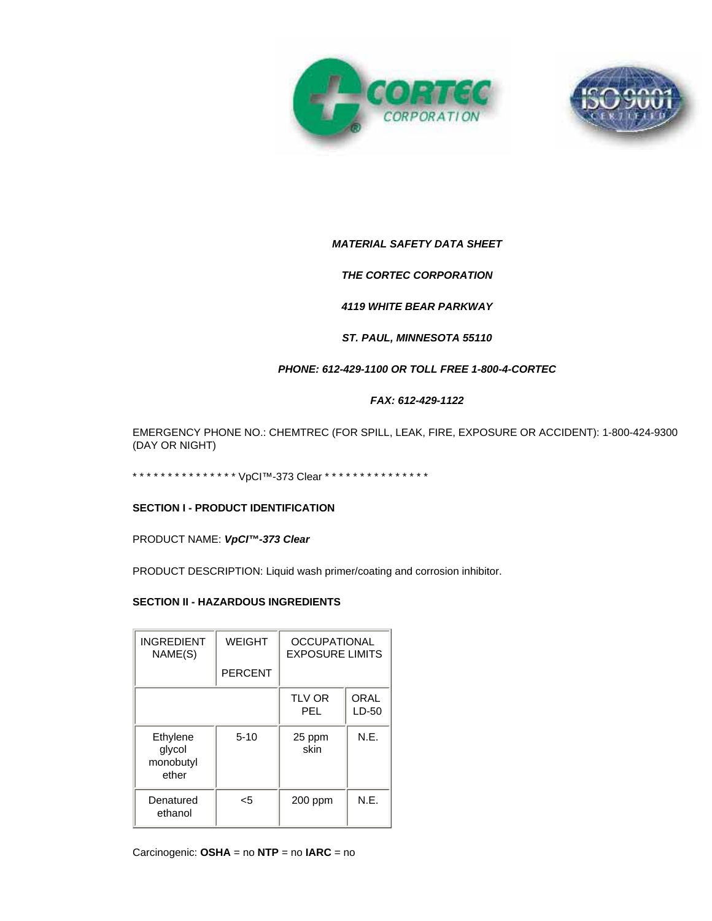***MATERIAL SAFETY DATA SHEET***

***THE CORTEC CORPORATION***

***4119 WHITE BEAR PARKWAY***

***ST. PAUL, MINNESOTA 55110***

***PHONE: 612-429-1100 OR TOLL FREE 1-800-4-CORTEC***

***FAX: 612-429-1122***

EMERGENCY PHONE NO.: CHEMTREC (FOR SPILL, LEAK, FIRE, EXPOSURE OR ACCIDENT): 1-800-424-9300 (DAY OR NIGHT)

* * * * * * * * * * * * * * * VpCI™-373 Clear * * * * * * * * * * * * * * *

**SECTION I - PRODUCT IDENTIFICATION**

PRODUCT NAME: ***VpCI™-373 Clear***

PRODUCT DESCRIPTION: Liquid wash primer/coating and corrosion inhibitor.

**SECTION II - HAZARDOUS INGREDIENTS**

| INGREDIENT NAME(S) | WEIGHT PERCENT | OCCUPATIONAL EXPOSURE LIMITS | |
|---|---|---|---|
| | | TLV OR PEL | ORAL LD-50 |
| Ethylene glycol monobutyl ether | 5-10 | 25 ppm skin | N.E. |
| Denatured ethanol | <5 | 200 ppm | N.E. |

Carcinogenic: **OSHA** = no **NTP** = no **IARC** = no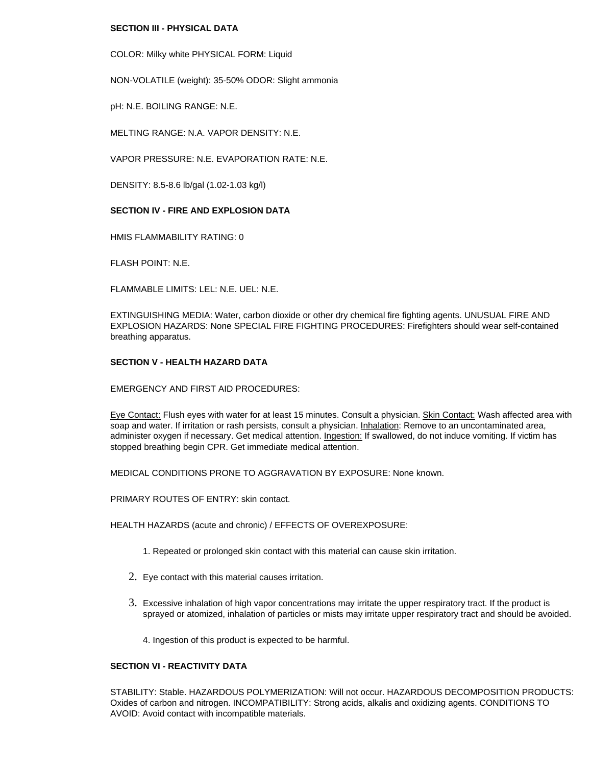**SECTION III - PHYSICAL DATA**

COLOR: Milky white PHYSICAL FORM: Liquid

NON-VOLATILE (weight): 35-50% ODOR: Slight ammonia

pH: N.E. BOILING RANGE: N.E.

MELTING RANGE: N.A. VAPOR DENSITY: N.E.

VAPOR PRESSURE: N.E. EVAPORATION RATE: N.E.

DENSITY: 8.5-8.6 lb/gal (1.02-1.03 kg/l)

**SECTION IV - FIRE AND EXPLOSION DATA**

HMIS FLAMMABILITY RATING: 0

FLASH POINT: N.E.

FLAMMABLE LIMITS: LEL: N.E. UEL: N.E.

EXTINGUISHING MEDIA: Water, carbon dioxide or other dry chemical fire fighting agents. UNUSUAL FIRE AND EXPLOSION HAZARDS: None SPECIAL FIRE FIGHTING PROCEDURES: Firefighters should wear self-contained breathing apparatus.

**SECTION V - HEALTH HAZARD DATA**

EMERGENCY AND FIRST AID PROCEDURES:

Eye Contact: Flush eyes with water for at least 15 minutes. Consult a physician. Skin Contact: Wash affected area with soap and water. If irritation or rash persists, consult a physician. Inhalation: Remove to an uncontaminated area, administer oxygen if necessary. Get medical attention. Ingestion: If swallowed, do not induce vomiting. If victim has stopped breathing begin CPR. Get immediate medical attention.

MEDICAL CONDITIONS PRONE TO AGGRAVATION BY EXPOSURE: None known.

PRIMARY ROUTES OF ENTRY: skin contact.

HEALTH HAZARDS (acute and chronic) / EFFECTS OF OVEREXPOSURE:

1. Repeated or prolonged skin contact with this material can cause skin irritation.
2. Eye contact with this material causes irritation.
3. Excessive inhalation of high vapor concentrations may irritate the upper respiratory tract. If the product is sprayed or atomized, inhalation of particles or mists may irritate upper respiratory tract and should be avoided.
4. Ingestion of this product is expected to be harmful.

**SECTION VI - REACTIVITY DATA**

STABILITY: Stable. HAZARDOUS POLYMERIZATION: Will not occur. HAZARDOUS DECOMPOSITION PRODUCTS: Oxides of carbon and nitrogen. INCOMPATIBILITY: Strong acids, alkalis and oxidizing agents. CONDITIONS TO AVOID: Avoid contact with incompatible materials.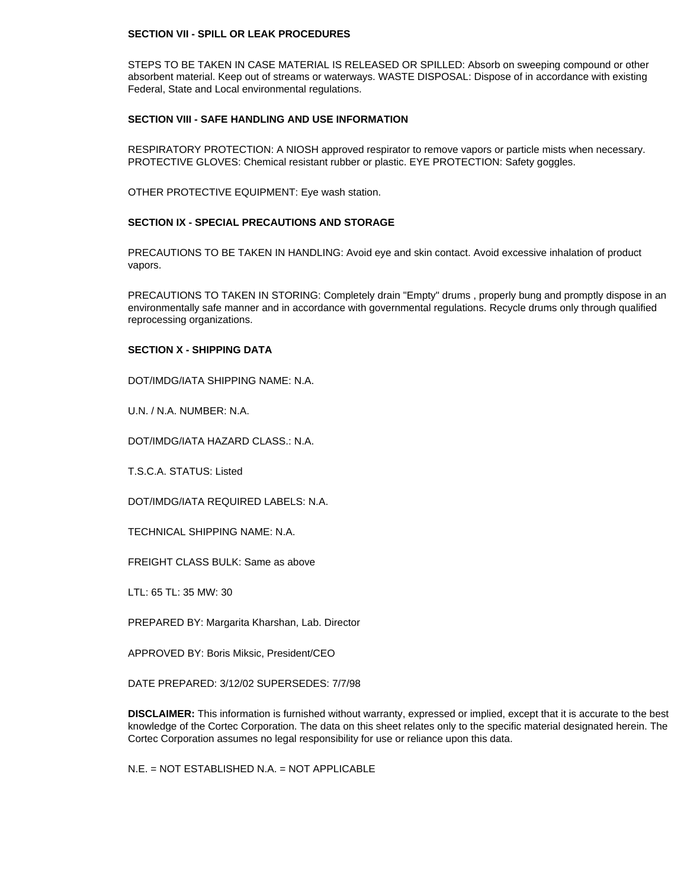**SECTION VII - SPILL OR LEAK PROCEDURES**

STEPS TO BE TAKEN IN CASE MATERIAL IS RELEASED OR SPILLED: Absorb on sweeping compound or other absorbent material. Keep out of streams or waterways. WASTE DISPOSAL: Dispose of in accordance with existing Federal, State and Local environmental regulations.

**SECTION VIII - SAFE HANDLING AND USE INFORMATION**

RESPIRATORY PROTECTION: A NIOSH approved respirator to remove vapors or particle mists when necessary. PROTECTIVE GLOVES: Chemical resistant rubber or plastic. EYE PROTECTION: Safety goggles.

OTHER PROTECTIVE EQUIPMENT: Eye wash station.

**SECTION IX - SPECIAL PRECAUTIONS AND STORAGE**

PRECAUTIONS TO BE TAKEN IN HANDLING: Avoid eye and skin contact. Avoid excessive inhalation of product vapors.

PRECAUTIONS TO TAKEN IN STORING: Completely drain "Empty" drums , properly bung and promptly dispose in an environmentally safe manner and in accordance with governmental regulations. Recycle drums only through qualified reprocessing organizations.

**SECTION X - SHIPPING DATA**

DOT/IMDG/IATA SHIPPING NAME: N.A.

U.N. / N.A. NUMBER: N.A.

DOT/IMDG/IATA HAZARD CLASS.: N.A.

T.S.C.A. STATUS: Listed

DOT/IMDG/IATA REQUIRED LABELS: N.A.

TECHNICAL SHIPPING NAME: N.A.

FREIGHT CLASS BULK: Same as above

LTL: 65 TL: 35 MW: 30

PREPARED BY: Margarita Kharshan, Lab. Director

APPROVED BY: Boris Miksic, President/CEO

DATE PREPARED: 3/12/02 SUPERSEDES: 7/7/98

**DISCLAIMER:** This information is furnished without warranty, expressed or implied, except that it is accurate to the best knowledge of the Cortec Corporation. The data on this sheet relates only to the specific material designated herein. The Cortec Corporation assumes no legal responsibility for use or reliance upon this data.

N.E. = NOT ESTABLISHED N.A. = NOT APPLICABLE